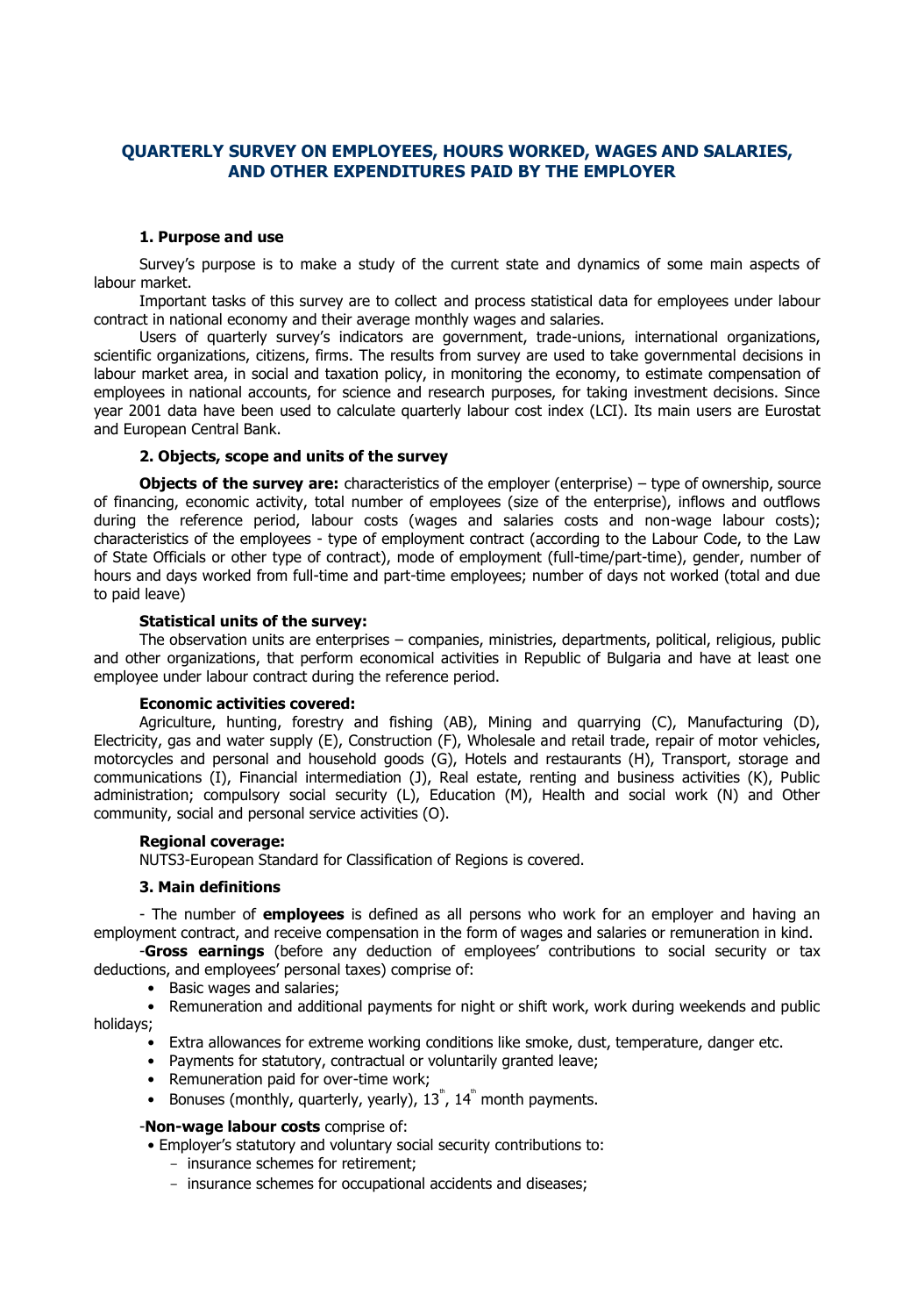# QUARTERLY SURVEY ON EMPLOYEES, HOURS WORKED, WAGES AND SALARIES, AND OTHER EXPENDITURES PAID BY THE EMPLOYER

## 1. Purpose and use

Survey's purpose is to make a study of the current state and dynamics of some main aspects of labour market.

Important tasks of this survey are to collect and process statistical data for employees under labour contract in national economy and their average monthly wages and salaries.

Users of quarterly survey's indicators are government, trade-unions, international organizations, scientific organizations, citizens, firms. The results from survey are used to take governmental decisions in labour market area, in social and taxation policy, in monitoring the economy, to estimate compensation of employees in national accounts, for science and research purposes, for taking investment decisions. Since year 2001 data have been used to calculate quarterly labour cost index (LCI). Its main users are Eurostat and European Central Bank.

## 2. Objects, scope and units of the survey

**Objects of the survey are:** characteristics of the employer (enterprise) – type of ownership, source of financing, economic activity, total number of employees (size of the enterprise), inflows and outflows during the reference period, labour costs (wages and salaries costs and non-wage labour costs); characteristics of the employees - type of employment contract (according to the Labour Code, to the Law of State Officials or other type of contract), mode of employment (full-time/part-time), gender, number of hours and days worked from full-time and part-time employees; number of days not worked (total and due to paid leave)

**Statistical units of the survey:**

The observation units are enterprises – companies, ministries, departments, political, religious, public and other organizations, that perform economical activities in Republic of Bulgaria and have at least one employee under labour contract during the reference period.

**Economic activities covered:**

Agriculture, hunting, forestry and fishing (AB), Mining and quarrying (C), Manufacturing (D), Electricity, gas and water supply (E), Construction (F), Wholesale and retail trade, repair of motor vehicles, motorcycles and personal and household goods (G), Hotels and restaurants (H), Transport, storage and communications (I), Financial intermediation (J), Real estate, renting and business activities (K), Public administration; compulsory social security (L), Education (M), Health and social work (N) and Other community, social and personal service activities (O).

**Regional coverage:**

NUTS3-European Standard for Classification of Regions is covered.

## 3. Main definitions

- The number of **employees** is defined as all persons who work for an employer and having an employment contract, and receive compensation in the form of wages and salaries or remuneration in kind.

-**Gross earnings** (before any deduction of employees' contributions to social security or tax deductions, and employees' personal taxes) comprise of:

- Basic wages and salaries;
- Remuneration and additional payments for night or shift work, work during weekends and public holidays;
- Extra allowances for extreme working conditions like smoke, dust, temperature, danger etc.
- Payments for statutory, contractual or voluntarily granted leave;
- Remuneration paid for over-time work;
- Bonuses (monthly, quarterly, yearly), 13[th], 14[th] month payments.

-**Non-wage labour costs** comprise of:

- Employer's statutory and voluntary social security contributions to:
  - insurance schemes for retirement;
  - insurance schemes for occupational accidents and diseases;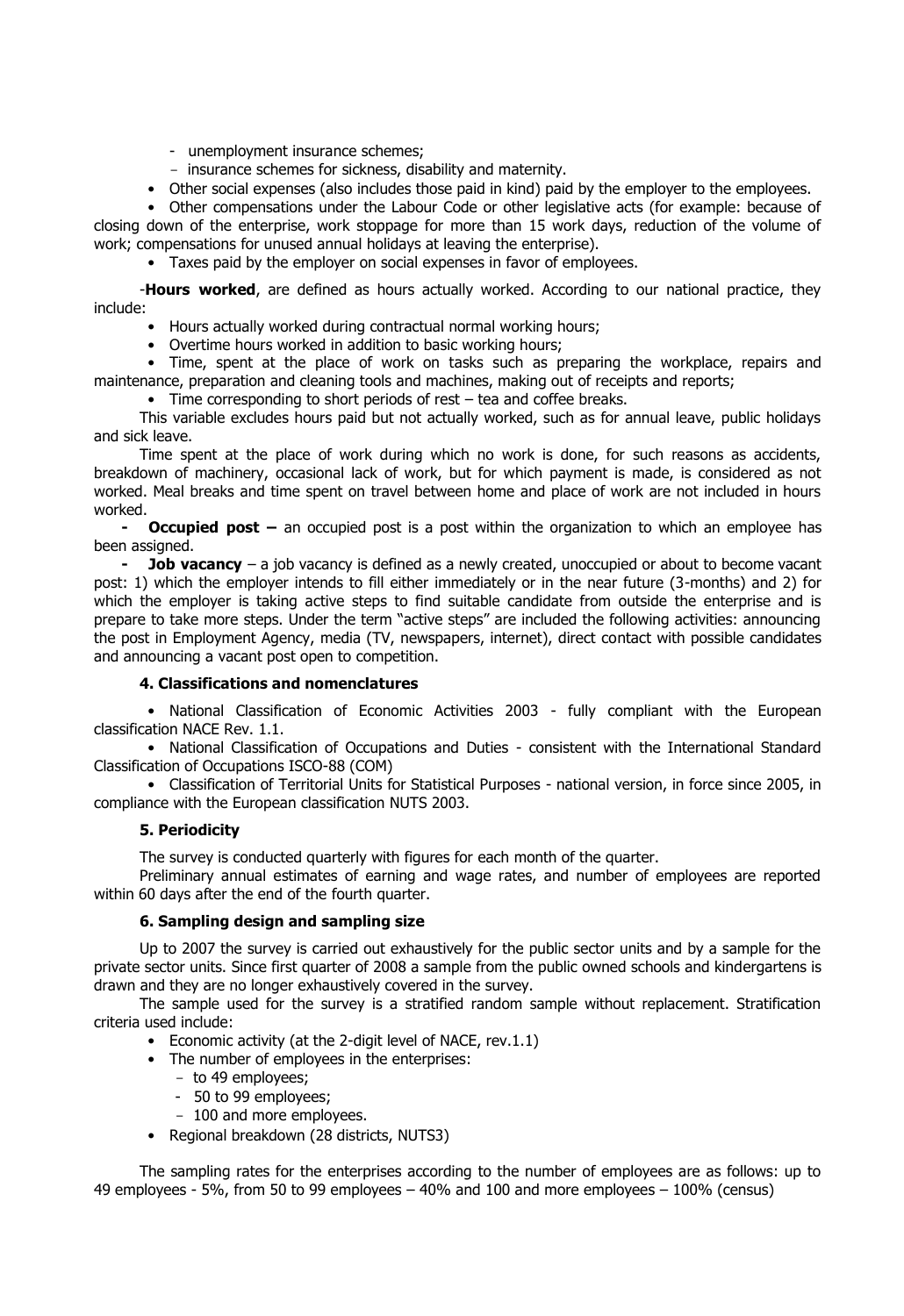- unemployment insurance schemes;
- insurance schemes for sickness, disability and maternity.

- Other social expenses (also includes those paid in kind) paid by the employer to the employees.
- Other compensations under the Labour Code or other legislative acts (for example: because of closing down of the enterprise, work stoppage for more than 15 work days, reduction of the volume of work; compensations for unused annual holidays at leaving the enterprise).
- Taxes paid by the employer on social expenses in favor of employees.

-**Hours worked**, are defined as hours actually worked. According to our national practice, they include:

- Hours actually worked during contractual normal working hours;
- Overtime hours worked in addition to basic working hours;
- Time, spent at the place of work on tasks such as preparing the workplace, repairs and maintenance, preparation and cleaning tools and machines, making out of receipts and reports;
- Time corresponding to short periods of rest – tea and coffee breaks.

This variable excludes hours paid but not actually worked, such as for annual leave, public holidays and sick leave.

Time spent at the place of work during which no work is done, for such reasons as accidents, breakdown of machinery, occasional lack of work, but for which payment is made, is considered as not worked. Meal breaks and time spent on travel between home and place of work are not included in hours worked.

- **Occupied post –** an occupied post is a post within the organization to which an employee has been assigned.
- **Job vacancy** – a job vacancy is defined as a newly created, unoccupied or about to become vacant post: 1) which the employer intends to fill either immediately or in the near future (3-months) and 2) for which the employer is taking active steps to find suitable candidate from outside the enterprise and is prepare to take more steps. Under the term "active steps" are included the following activities: announcing the post in Employment Agency, media (TV, newspapers, internet), direct contact with possible candidates and announcing a vacant post open to competition.

#### 4. Classifications and nomenclatures

- National Classification of Economic Activities 2003 - fully compliant with the European classification NACE Rev. 1.1.
- National Classification of Occupations and Duties - consistent with the International Standard Classification of Occupations ISCO-88 (COM)
- Classification of Territorial Units for Statistical Purposes - national version, in force since 2005, in compliance with the European classification NUTS 2003.

#### 5. Periodicity

The survey is conducted quarterly with figures for each month of the quarter.

Preliminary annual estimates of earning and wage rates, and number of employees are reported within 60 days after the end of the fourth quarter.

#### 6. Sampling design and sampling size

Up to 2007 the survey is carried out exhaustively for the public sector units and by a sample for the private sector units. Since first quarter of 2008 a sample from the public owned schools and kindergartens is drawn and they are no longer exhaustively covered in the survey.

The sample used for the survey is a stratified random sample without replacement. Stratification criteria used include:

- Economic activity (at the 2-digit level of NACE, rev.1.1)
- The number of employees in the enterprises:
  - to 49 employees;
  - 50 to 99 employees;
  - 100 and more employees.
- Regional breakdown (28 districts, NUTS3)

The sampling rates for the enterprises according to the number of employees are as follows: up to 49 employees - 5%, from 50 to 99 employees – 40% and 100 and more employees – 100% (census)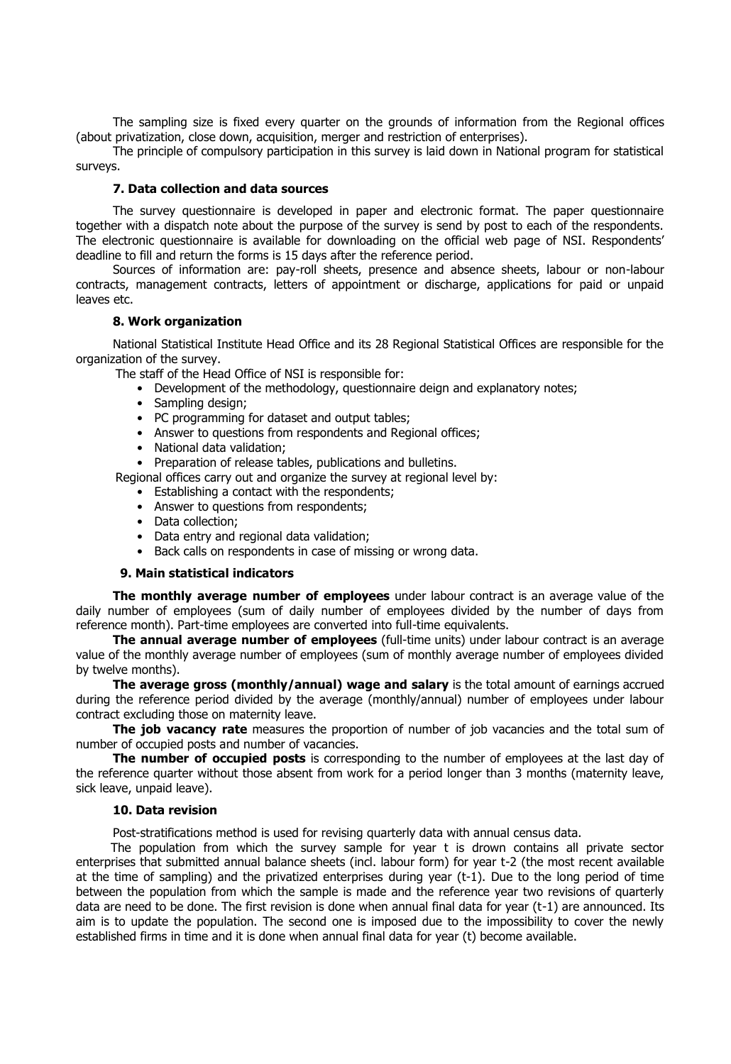The sampling size is fixed every quarter on the grounds of information from the Regional offices (about privatization, close down, acquisition, merger and restriction of enterprises).

The principle of compulsory participation in this survey is laid down in National program for statistical surveys.

### 7. Data collection and data sources

The survey questionnaire is developed in paper and electronic format. The paper questionnaire together with a dispatch note about the purpose of the survey is send by post to each of the respondents. The electronic questionnaire is available for downloading on the official web page of NSI. Respondents' deadline to fill and return the forms is 15 days after the reference period.

Sources of information are: pay-roll sheets, presence and absence sheets, labour or non-labour contracts, management contracts, letters of appointment or discharge, applications for paid or unpaid leaves etc.

### 8. Work organization

National Statistical Institute Head Office and its 28 Regional Statistical Offices are responsible for the organization of the survey.

The staff of the Head Office of NSI is responsible for:

- Development of the methodology, questionnaire deign and explanatory notes;
- Sampling design;
- PC programming for dataset and output tables;
- Answer to questions from respondents and Regional offices;
- National data validation;
- Preparation of release tables, publications and bulletins.

Regional offices carry out and organize the survey at regional level by:

- Establishing a contact with the respondents;
- Answer to questions from respondents;
- Data collection;
- Data entry and regional data validation;
- Back calls on respondents in case of missing or wrong data.

### 9. Main statistical indicators

**The monthly average number of employees** under labour contract is an average value of the daily number of employees (sum of daily number of employees divided by the number of days from reference month). Part-time employees are converted into full-time equivalents.

**The annual average number of employees** (full-time units) under labour contract is an average value of the monthly average number of employees (sum of monthly average number of employees divided by twelve months).

**The average gross (monthly/annual) wage and salary** is the total amount of earnings accrued during the reference period divided by the average (monthly/annual) number of employees under labour contract excluding those on maternity leave.

**The job vacancy rate** measures the proportion of number of job vacancies and the total sum of number of occupied posts and number of vacancies.

**The number of occupied posts** is corresponding to the number of employees at the last day of the reference quarter without those absent from work for a period longer than 3 months (maternity leave, sick leave, unpaid leave).

### 10. Data revision

Post-stratifications method is used for revising quarterly data with annual census data.

The population from which the survey sample for year t is drown contains all private sector enterprises that submitted annual balance sheets (incl. labour form) for year t-2 (the most recent available at the time of sampling) and the privatized enterprises during year (t-1). Due to the long period of time between the population from which the sample is made and the reference year two revisions of quarterly data are need to be done. The first revision is done when annual final data for year (t-1) are announced. Its aim is to update the population. The second one is imposed due to the impossibility to cover the newly established firms in time and it is done when annual final data for year (t) become available.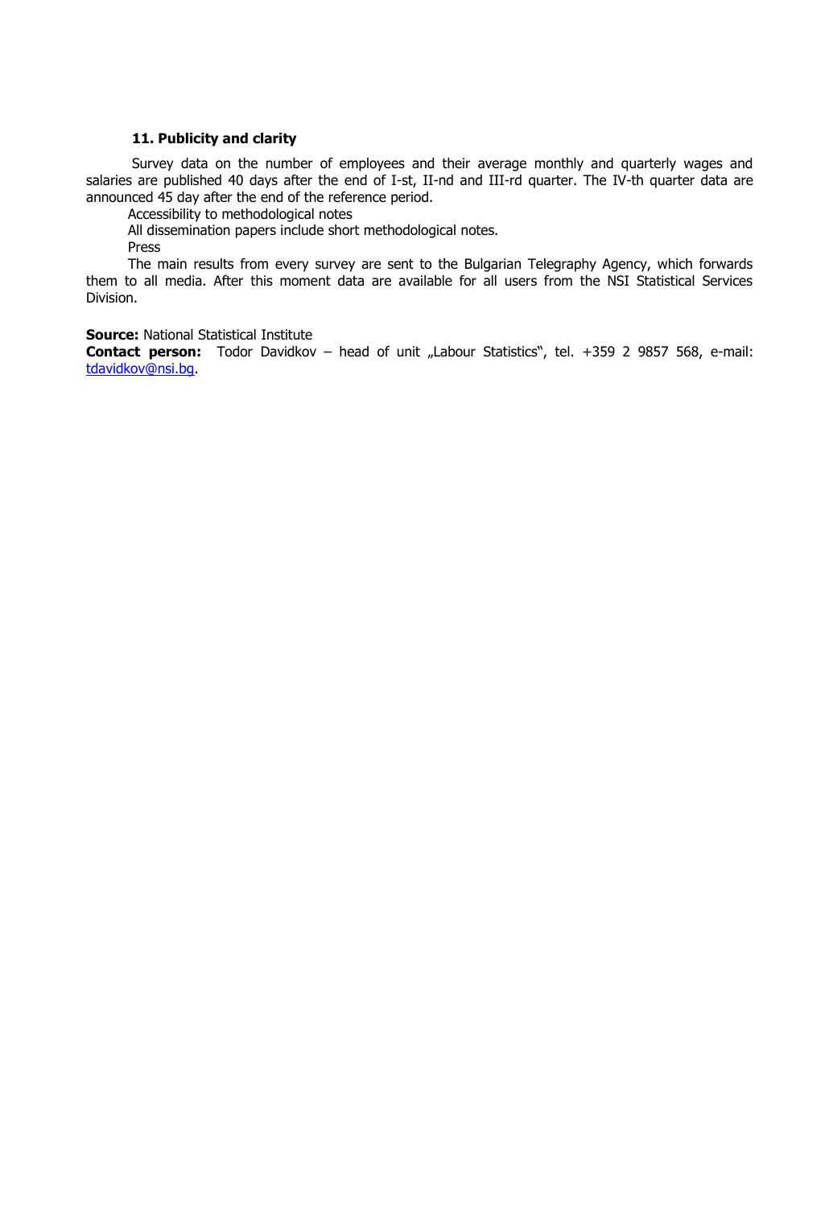### 11. Publicity and clarity

Survey data on the number of employees and their average monthly and quarterly wages and salaries are published 40 days after the end of I-st, II-nd and III-rd quarter. The IV-th quarter data are announced 45 day after the end of the reference period.

Accessibility to methodological notes

All dissemination papers include short methodological notes.

Press

The main results from every survey are sent to the Bulgarian Telegraphy Agency, which forwards them to all media. After this moment data are available for all users from the NSI Statistical Services Division.

**Source:** National Statistical Institute
**Contact person:** Todor Davidkov – head of unit „Labour Statistics", tel. +359 2 9857 568, e-mail: tdavidkov@nsi.bg.